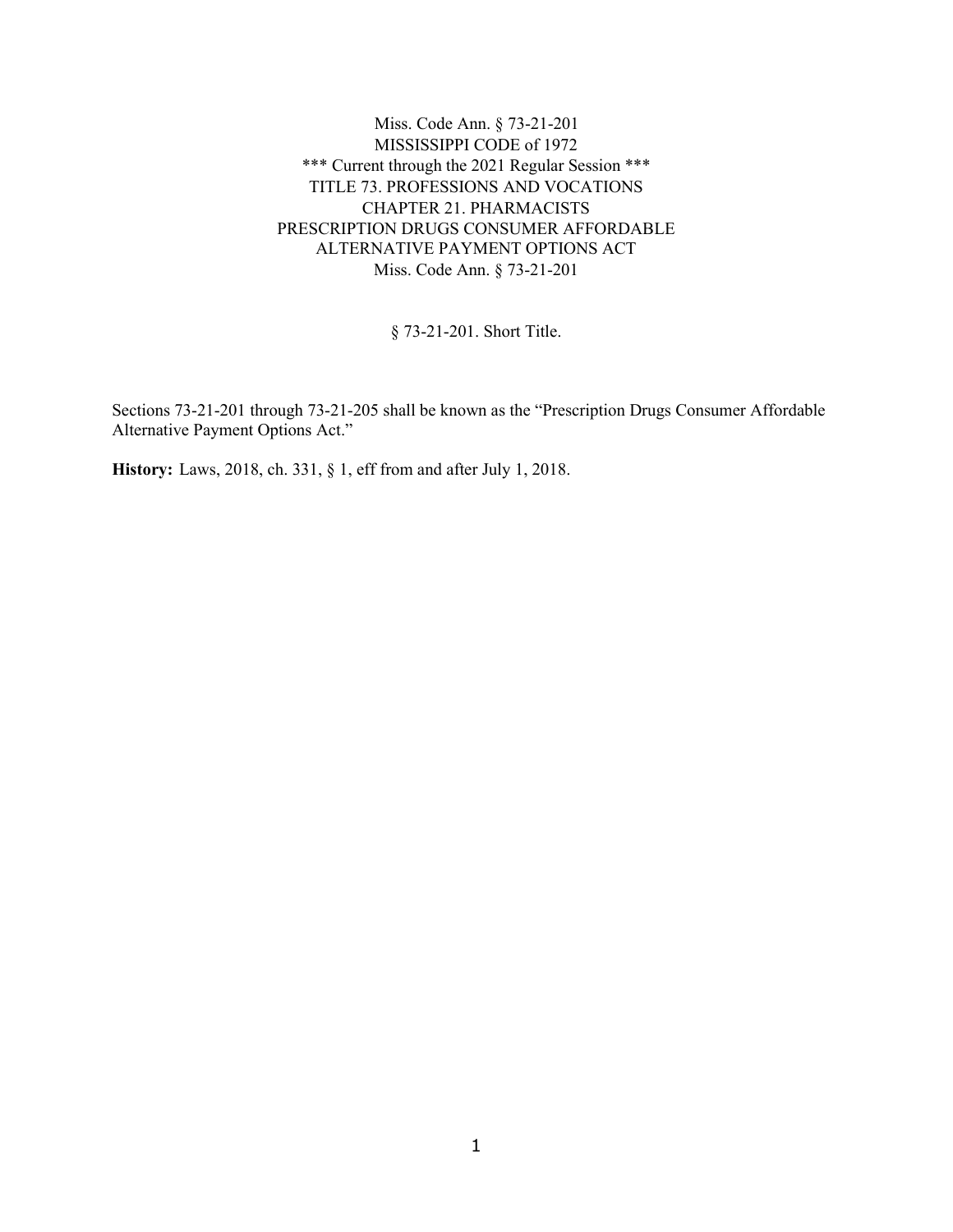Miss. Code Ann. § 73-21-201
MISSISSIPPI CODE of 1972
\*\*\* Current through the 2021 Regular Session \*\*\*
TITLE 73. PROFESSIONS AND VOCATIONS
CHAPTER 21. PHARMACISTS
PRESCRIPTION DRUGS CONSUMER AFFORDABLE ALTERNATIVE PAYMENT OPTIONS ACT
Miss. Code Ann. § 73-21-201

§ 73-21-201. Short Title.

Sections 73-21-201 through 73-21-205 shall be known as the "Prescription Drugs Consumer Affordable Alternative Payment Options Act."

**History:** Laws, 2018, ch. 331, § 1, eff from and after July 1, 2018.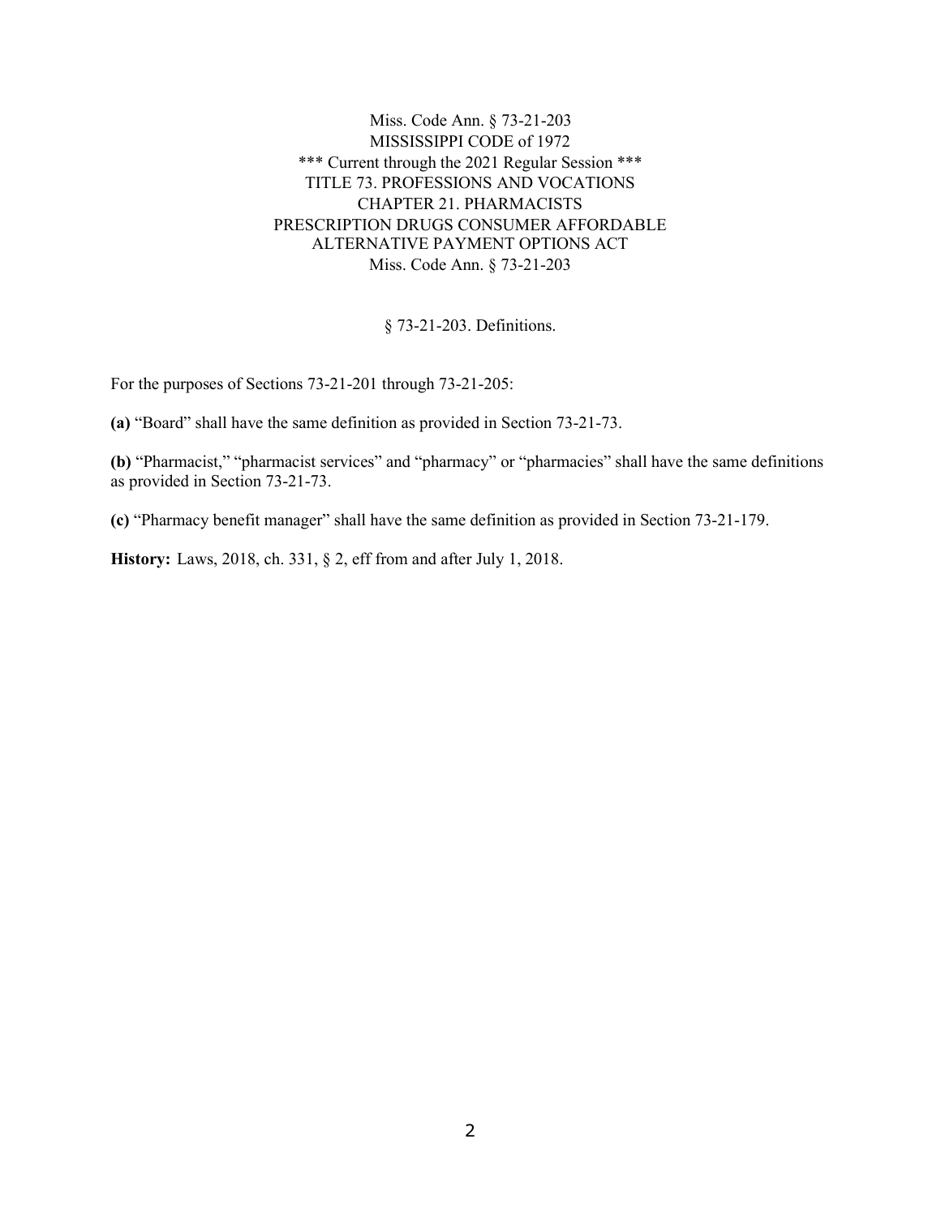Miss. Code Ann. § 73-21-203
MISSISSIPPI CODE of 1972
\*\*\* Current through the 2021 Regular Session \*\*\*
TITLE 73. PROFESSIONS AND VOCATIONS
CHAPTER 21. PHARMACISTS
PRESCRIPTION DRUGS CONSUMER AFFORDABLE ALTERNATIVE PAYMENT OPTIONS ACT
Miss. Code Ann. § 73-21-203

## § 73-21-203. Definitions.

For the purposes of Sections 73-21-201 through 73-21-205:

**(a)** "Board" shall have the same definition as provided in Section 73-21-73.

**(b)** "Pharmacist," "pharmacist services" and "pharmacy" or "pharmacies" shall have the same definitions as provided in Section 73-21-73.

**(c)** "Pharmacy benefit manager" shall have the same definition as provided in Section 73-21-179.

**History:** Laws, 2018, ch. 331, § 2, eff from and after July 1, 2018.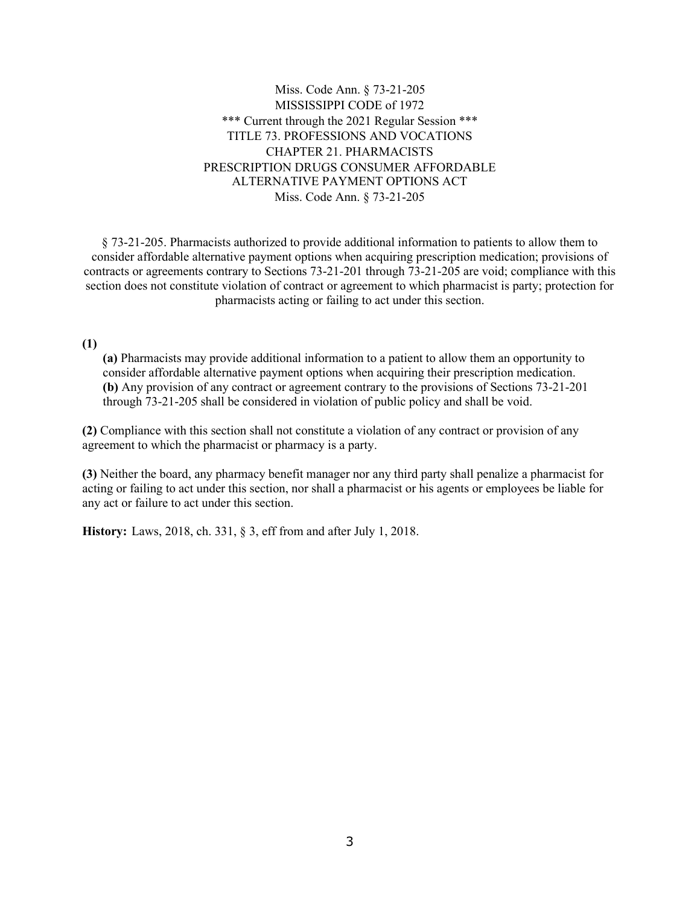Miss. Code Ann. § 73-21-205
MISSISSIPPI CODE of 1972
*** Current through the 2021 Regular Session ***
TITLE 73. PROFESSIONS AND VOCATIONS
CHAPTER 21. PHARMACISTS
PRESCRIPTION DRUGS CONSUMER AFFORDABLE ALTERNATIVE PAYMENT OPTIONS ACT
Miss. Code Ann. § 73-21-205

§ 73-21-205. Pharmacists authorized to provide additional information to patients to allow them to consider affordable alternative payment options when acquiring prescription medication; provisions of contracts or agreements contrary to Sections 73-21-201 through 73-21-205 are void; compliance with this section does not constitute violation of contract or agreement to which pharmacist is party; protection for pharmacists acting or failing to act under this section.

**(1)**

**(a)** Pharmacists may provide additional information to a patient to allow them an opportunity to consider affordable alternative payment options when acquiring their prescription medication.

**(b)** Any provision of any contract or agreement contrary to the provisions of Sections 73-21-201 through 73-21-205 shall be considered in violation of public policy and shall be void.

**(2)** Compliance with this section shall not constitute a violation of any contract or provision of any agreement to which the pharmacist or pharmacy is a party.

**(3)** Neither the board, any pharmacy benefit manager nor any third party shall penalize a pharmacist for acting or failing to act under this section, nor shall a pharmacist or his agents or employees be liable for any act or failure to act under this section.

**History:** Laws, 2018, ch. 331, § 3, eff from and after July 1, 2018.